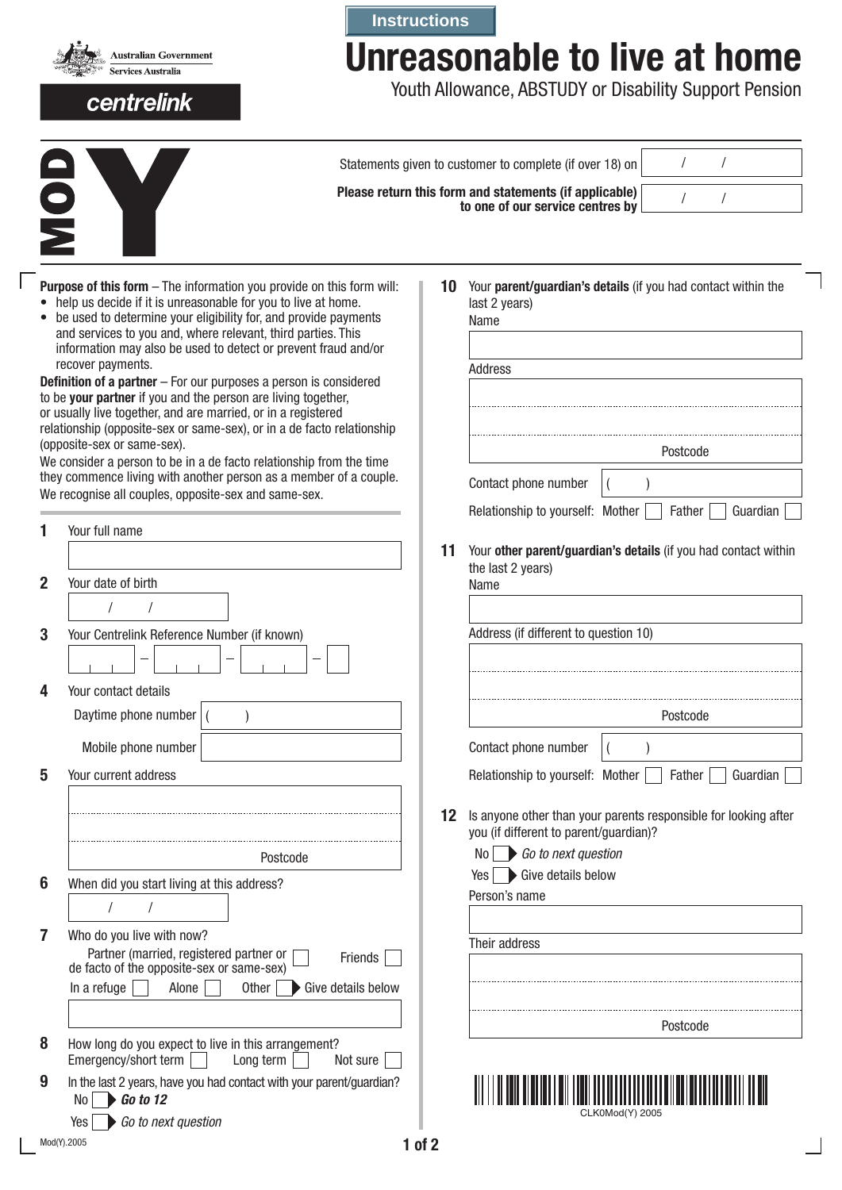Australian Government
Services Australia

centrelink

Instructions

# Unreasonable to live at home

Youth Allowance, ABSTUDY or Disability Support Pension

**MOD Y**

Statements given to customer to complete (if over 18) on  /  /

**Please return this form and statements (if applicable) to one of our service centres by**  /  /

**Purpose of this form** – The information you provide on this form will:

- help us decide if it is unreasonable for you to live at home.
- be used to determine your eligibility for, and provide payments and services to you and, where relevant, third parties. This information may also be used to detect or prevent fraud and/or recover payments.

**Definition of a partner** – For our purposes a person is considered to be **your partner** if you and the person are living together, or usually live together, and are married, or in a registered relationship (opposite-sex or same-sex), or in a de facto relationship (opposite-sex or same-sex).

We consider a person to be in a de facto relationship from the time they commence living with another person as a member of a couple.

We recognise all couples, opposite-sex and same-sex.

**1** Your full name

**2** Your date of birth  /  /

**3** Your Centrelink Reference Number (if known)

**4** Your contact details

Daytime phone number (  )

Mobile phone number

**5** Your current address

Postcode

**6** When did you start living at this address?  /  /

**7** Who do you live with now?

Partner (married, registered partner or de facto of the opposite-sex or same-sex) ☐ Friends ☐

In a refuge ☐ Alone ☐ Other ☐ ▶ Give details below

**8** How long do you expect to live in this arrangement?

Emergency/short term ☐ Long term ☐ Not sure ☐

**9** In the last 2 years, have you had contact with your parent/guardian?

No ☐ ▶ ***Go to 12***

Yes ☐ ▶ *Go to next question*

**10** Your **parent/guardian's details** (if you had contact within the last 2 years)

Name

Address

Postcode

Contact phone number (  )

Relationship to yourself: Mother ☐ Father ☐ Guardian ☐

**11** Your **other parent/guardian's details** (if you had contact within the last 2 years)

Name

Address (if different to question 10)

Postcode

Contact phone number (  )

Relationship to yourself: Mother ☐ Father ☐ Guardian ☐

**12** Is anyone other than your parents responsible for looking after you (if different to parent/guardian)?

No ☐ ▶ *Go to next question*

Yes ☐ ▶ Give details below

Person's name

Their address

Postcode

CLK0Mod(Y) 2005

Mod(Y).2005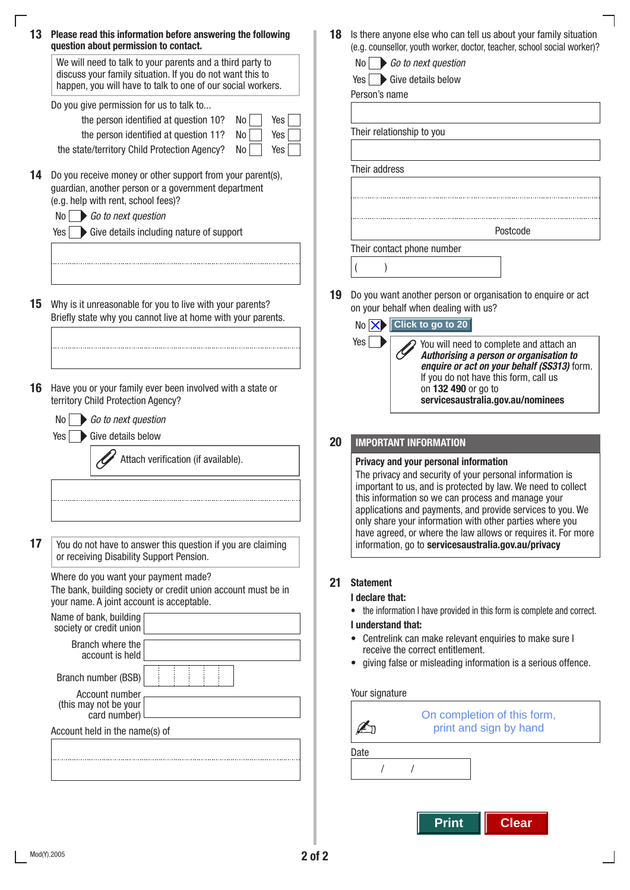**13 Please read this information before answering the following question about permission to contact.**

We will need to talk to your parents and a third party to discuss your family situation. If you do not want this to happen, you will have to talk to one of our social workers.

Do you give permission for us to talk to...

| | | |
|---|---|---|
| the person identified at question 10? | No ☐ | Yes ☐ |
| the person identified at question 11? | No ☐ | Yes ☐ |
| the state/territory Child Protection Agency? | No ☐ | Yes ☐ |

**14** Do you receive money or other support from your parent(s), guardian, another person or a government department (e.g. help with rent, school fees)?

No ☐ ► *Go to next question*

Yes ☐ ► Give details including nature of support

**15** Why is it unreasonable for you to live with your parents? Briefly state why you cannot live at home with your parents.

**16** Have you or your family ever been involved with a state or territory Child Protection Agency?

No ☐ ► *Go to next question*

Yes ☐ ► Give details below

Attach verification (if available).

**17** You do not have to answer this question if you are claiming or receiving Disability Support Pension.

Where do you want your payment made?
The bank, building society or credit union account must be in your name. A joint account is acceptable.

Name of bank, building society or credit union

Branch where the account is held

Branch number (BSB)

Account number (this may not be your card number)

Account held in the name(s) of

**18** Is there anyone else who can tell us about your family situation (e.g. counsellor, youth worker, doctor, teacher, school social worker)?

No ☐ ► *Go to next question*

Yes ☐ ► Give details below

Person's name

Their relationship to you

Their address

Postcode

Their contact phone number

( )

**19** Do you want another person or organisation to enquire or act on your behalf when dealing with us?

No ☒ ► Click to go to 20

Yes ☐ ► You will need to complete and attach an ***Authorising a person or organisation to enquire or act on your behalf (SS313)*** form. If you do not have this form, call us on **132 490** or go to **servicesaustralia.gov.au/nominees**

**20 IMPORTANT INFORMATION**

**Privacy and your personal information**

The privacy and security of your personal information is important to us, and is protected by law. We need to collect this information so we can process and manage your applications and payments, and provide services to you. We only share your information with other parties where you have agreed, or where the law allows or requires it. For more information, go to **servicesaustralia.gov.au/privacy**

**21 Statement**

**I declare that:**

- the information I have provided in this form is complete and correct.

**I understand that:**

- Centrelink can make relevant enquiries to make sure I receive the correct entitlement.
- giving false or misleading information is a serious offence.

Your signature

On completion of this form, print and sign by hand

Date

/ /

Print Clear

Mod(Y).2005